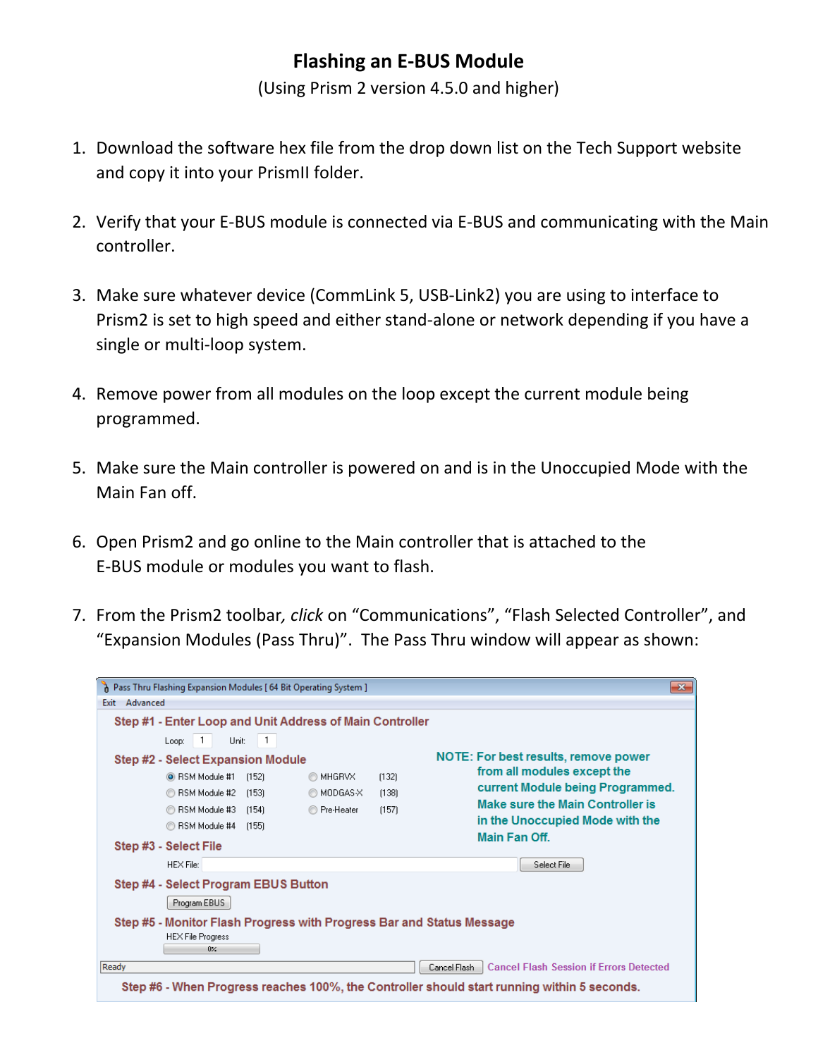# Flashing an E-BUS Module

(Using Prism 2 version 4.5.0 and higher)

1. Download the software hex file from the drop down list on the Tech Support website and copy it into your PrismII folder.

2. Verify that your E-BUS module is connected via E-BUS and communicating with the Main controller.

3. Make sure whatever device (CommLink 5, USB-Link2) you are using to interface to Prism2 is set to high speed and either stand-alone or network depending if you have a single or multi-loop system.

4. Remove power from all modules on the loop except the current module being programmed.

5. Make sure the Main controller is powered on and is in the Unoccupied Mode with the Main Fan off.

6. Open Prism2 and go online to the Main controller that is attached to the E-BUS module or modules you want to flash.

7. From the Prism2 toolbar*, click* on "Communications", "Flash Selected Controller", and "Expansion Modules (Pass Thru)". The Pass Thru window will appear as shown:

Pass Thru Flashing Expansion Modules [ 64 Bit Operating System ]

Exit Advanced

Step #1 - Enter Loop and Unit Address of Main Controller

Loop: 1 Unit: 1

Step #2 - Select Expansion Module

RSM Module #1 (152)
RSM Module #2 (153)
RSM Module #3 (154)
RSM Module #4 (155)
MHGRVX (132)
MODGAS-X (138)
Pre-Heater (157)

NOTE: For best results, remove power from all modules except the current Module being Programmed. Make sure the Main Controller is in the Unoccupied Mode with the Main Fan Off.

Step #3 - Select File

HEX File: Select File

Step #4 - Select Program EBUS Button

Program EBUS

Step #5 - Monitor Flash Progress with Progress Bar and Status Message

HEX File Progress

0%

Ready Cancel Flash Cancel Flash Session if Errors Detected

Step #6 - When Progress reaches 100%, the Controller should start running within 5 seconds.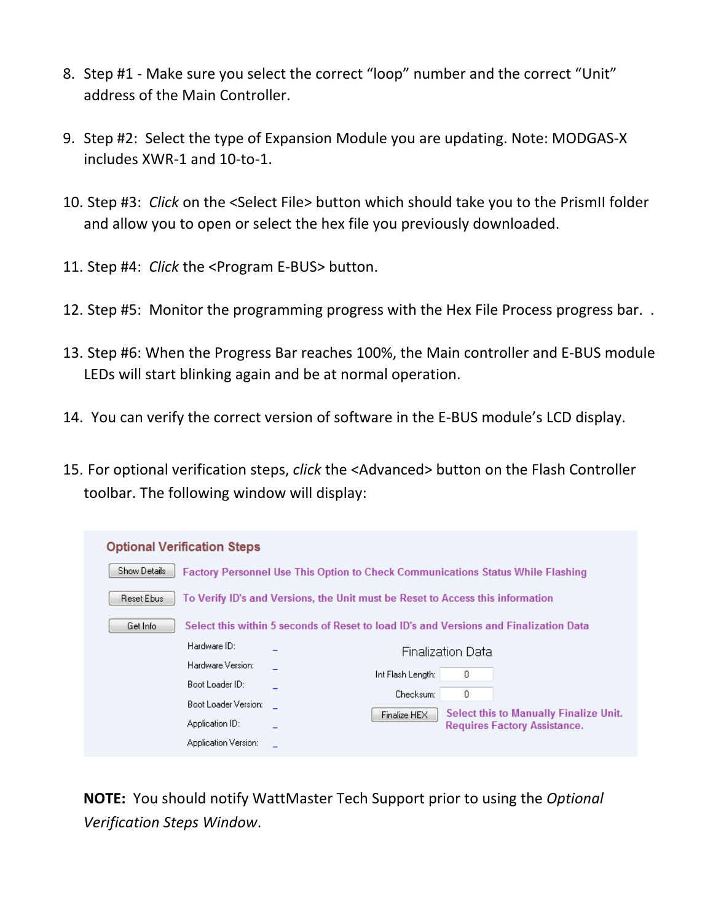8. Step #1 - Make sure you select the correct "loop" number and the correct "Unit" address of the Main Controller.

9. Step #2: Select the type of Expansion Module you are updating. Note: MODGAS-X includes XWR-1 and 10-to-1.

10. Step #3: *Click* on the <Select File> button which should take you to the PrismII folder and allow you to open or select the hex file you previously downloaded.

11. Step #4: *Click* the <Program E-BUS> button.

12. Step #5: Monitor the programming progress with the Hex File Process progress bar. .

13. Step #6: When the Progress Bar reaches 100%, the Main controller and E-BUS module LEDs will start blinking again and be at normal operation.

14. You can verify the correct version of software in the E-BUS module's LCD display.

15. For optional verification steps, *click* the <Advanced> button on the Flash Controller toolbar. The following window will display:

Optional Verification Steps

Show Details — Factory Personnel Use This Option to Check Communications Status While Flashing

Reset Ebus — To Verify ID's and Versions, the Unit must be Reset to Access this information

Get Info — Select this within 5 seconds of Reset to load ID's and Versions and Finalization Data

Hardware ID: _

Hardware Version: _

Boot Loader ID: _

Boot Loader Version: _

Application ID: _

Application Version: _

Finalization Data

Int Flash Length: 0

Checksum: 0

Finalize HEX — Select this to Manually Finalize Unit. Requires Factory Assistance.

**NOTE:** You should notify WattMaster Tech Support prior to using the *Optional Verification Steps Window*.